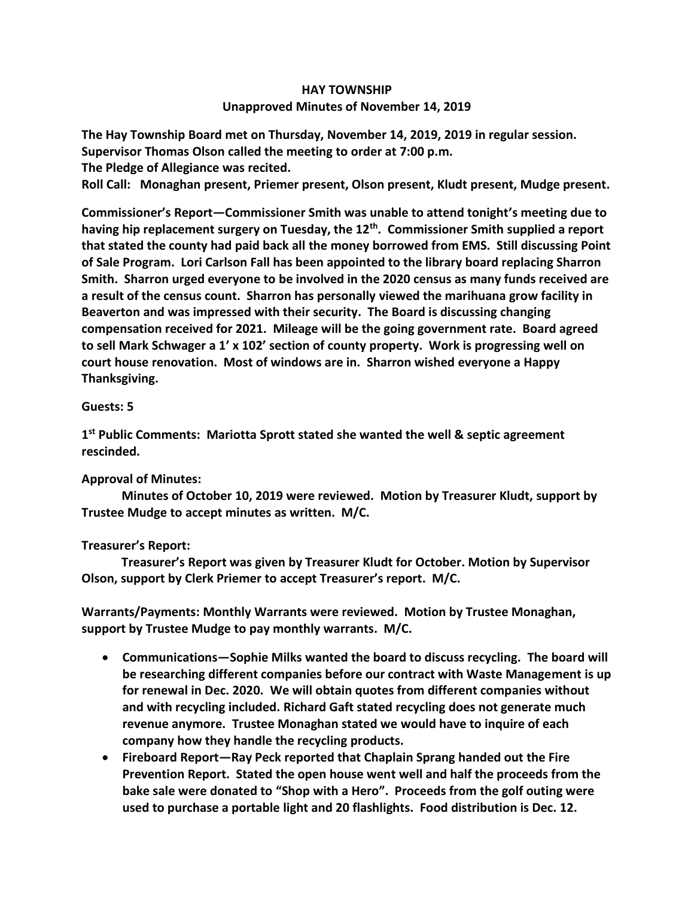# HAY TOWNSHIP

## Unapproved Minutes of November 14, 2019

**The Hay Township Board met on Thursday, November 14, 2019, 2019 in regular session. Supervisor Thomas Olson called the meeting to order at 7:00 p.m.**
**The Pledge of Allegiance was recited.**
**Roll Call: Monaghan present, Priemer present, Olson present, Kludt present, Mudge present.**

**Commissioner's Report—Commissioner Smith was unable to attend tonight's meeting due to having hip replacement surgery on Tuesday, the 12th. Commissioner Smith supplied a report that stated the county had paid back all the money borrowed from EMS. Still discussing Point of Sale Program. Lori Carlson Fall has been appointed to the library board replacing Sharron Smith. Sharron urged everyone to be involved in the 2020 census as many funds received are a result of the census count. Sharron has personally viewed the marihuana grow facility in Beaverton and was impressed with their security. The Board is discussing changing compensation received for 2021. Mileage will be the going government rate. Board agreed to sell Mark Schwager a 1' x 102' section of county property. Work is progressing well on court house renovation. Most of windows are in. Sharron wished everyone a Happy Thanksgiving.**

**Guests: 5**

**1st Public Comments: Mariotta Sprott stated she wanted the well & septic agreement rescinded.**

**Approval of Minutes:**

**Minutes of October 10, 2019 were reviewed. Motion by Treasurer Kludt, support by Trustee Mudge to accept minutes as written. M/C.**

**Treasurer's Report:**

**Treasurer's Report was given by Treasurer Kludt for October. Motion by Supervisor Olson, support by Clerk Priemer to accept Treasurer's report. M/C.**

**Warrants/Payments: Monthly Warrants were reviewed. Motion by Trustee Monaghan, support by Trustee Mudge to pay monthly warrants. M/C.**

- **Communications—Sophie Milks wanted the board to discuss recycling. The board will be researching different companies before our contract with Waste Management is up for renewal in Dec. 2020. We will obtain quotes from different companies without and with recycling included. Richard Gaft stated recycling does not generate much revenue anymore. Trustee Monaghan stated we would have to inquire of each company how they handle the recycling products.**
- **Fireboard Report—Ray Peck reported that Chaplain Sprang handed out the Fire Prevention Report. Stated the open house went well and half the proceeds from the bake sale were donated to "Shop with a Hero". Proceeds from the golf outing were used to purchase a portable light and 20 flashlights. Food distribution is Dec. 12.**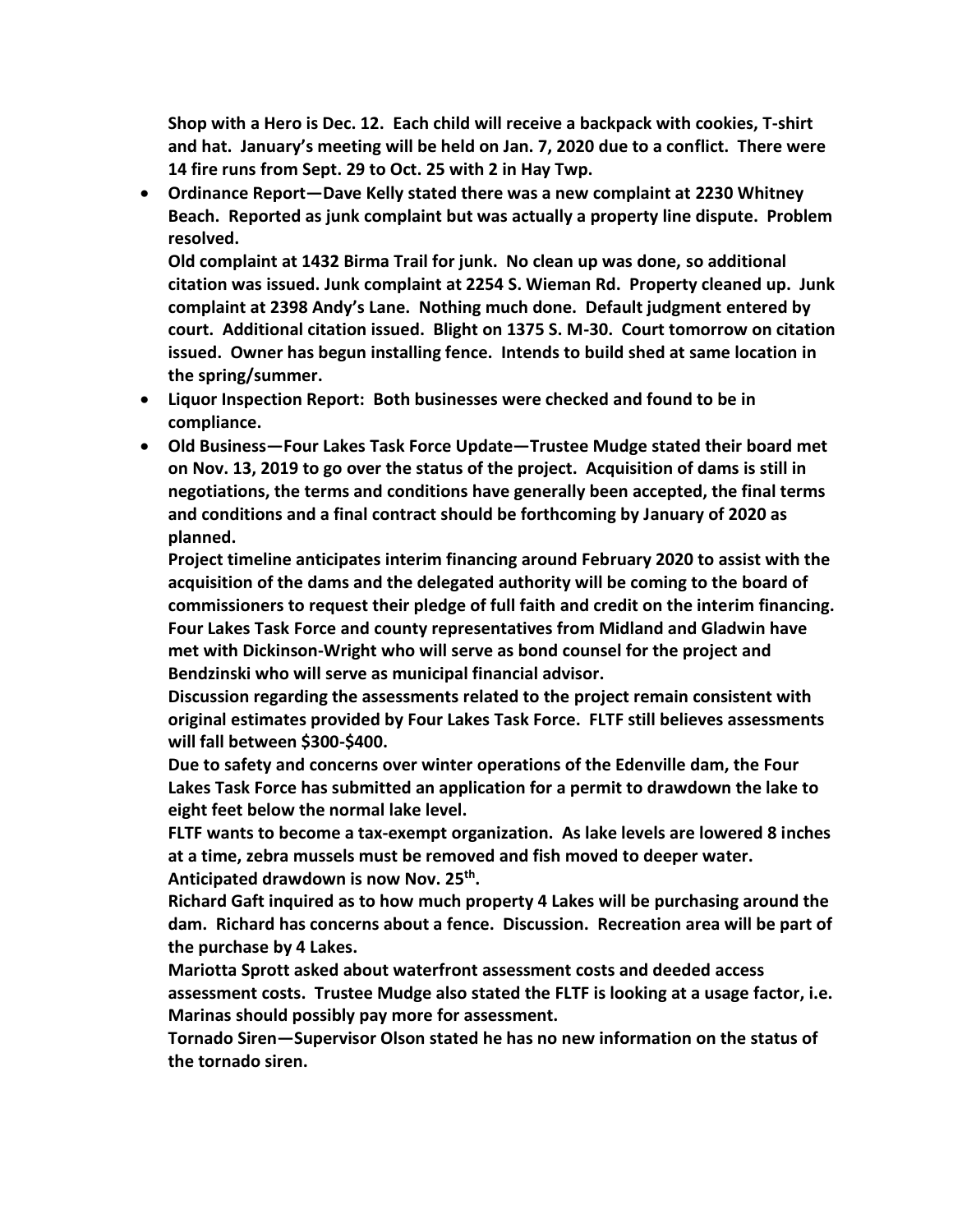**Shop with a Hero is Dec. 12. Each child will receive a backpack with cookies, T-shirt and hat. January's meeting will be held on Jan. 7, 2020 due to a conflict. There were 14 fire runs from Sept. 29 to Oct. 25 with 2 in Hay Twp.**

- **Ordinance Report—Dave Kelly stated there was a new complaint at 2230 Whitney Beach. Reported as junk complaint but was actually a property line dispute. Problem resolved.**

  **Old complaint at 1432 Birma Trail for junk. No clean up was done, so additional citation was issued. Junk complaint at 2254 S. Wieman Rd. Property cleaned up. Junk complaint at 2398 Andy's Lane. Nothing much done. Default judgment entered by court. Additional citation issued. Blight on 1375 S. M-30. Court tomorrow on citation issued. Owner has begun installing fence. Intends to build shed at same location in the spring/summer.**
- **Liquor Inspection Report: Both businesses were checked and found to be in compliance.**
- **Old Business—Four Lakes Task Force Update—Trustee Mudge stated their board met on Nov. 13, 2019 to go over the status of the project. Acquisition of dams is still in negotiations, the terms and conditions have generally been accepted, the final terms and conditions and a final contract should be forthcoming by January of 2020 as planned.**

  **Project timeline anticipates interim financing around February 2020 to assist with the acquisition of the dams and the delegated authority will be coming to the board of commissioners to request their pledge of full faith and credit on the interim financing. Four Lakes Task Force and county representatives from Midland and Gladwin have met with Dickinson-Wright who will serve as bond counsel for the project and Bendzinski who will serve as municipal financial advisor.**

  **Discussion regarding the assessments related to the project remain consistent with original estimates provided by Four Lakes Task Force. FLTF still believes assessments will fall between $300-$400.**

  **Due to safety and concerns over winter operations of the Edenville dam, the Four Lakes Task Force has submitted an application for a permit to drawdown the lake to eight feet below the normal lake level.**

  **FLTF wants to become a tax-exempt organization. As lake levels are lowered 8 inches at a time, zebra mussels must be removed and fish moved to deeper water. Anticipated drawdown is now Nov. 25th.**

  **Richard Gaft inquired as to how much property 4 Lakes will be purchasing around the dam. Richard has concerns about a fence. Discussion. Recreation area will be part of the purchase by 4 Lakes.**

  **Mariotta Sprott asked about waterfront assessment costs and deeded access assessment costs. Trustee Mudge also stated the FLTF is looking at a usage factor, i.e. Marinas should possibly pay more for assessment.**

  **Tornado Siren—Supervisor Olson stated he has no new information on the status of the tornado siren.**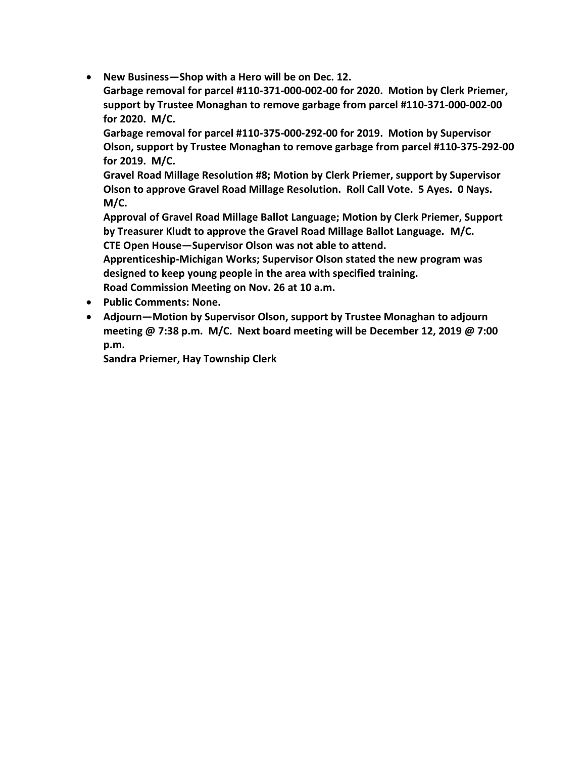- **New Business—Shop with a Hero will be on Dec. 12.**
  **Garbage removal for parcel #110-371-000-002-00 for 2020. Motion by Clerk Priemer, support by Trustee Monaghan to remove garbage from parcel #110-371-000-002-00 for 2020. M/C.**
  **Garbage removal for parcel #110-375-000-292-00 for 2019. Motion by Supervisor Olson, support by Trustee Monaghan to remove garbage from parcel #110-375-292-00 for 2019. M/C.**
  **Gravel Road Millage Resolution #8; Motion by Clerk Priemer, support by Supervisor Olson to approve Gravel Road Millage Resolution. Roll Call Vote. 5 Ayes. 0 Nays. M/C.**
  **Approval of Gravel Road Millage Ballot Language; Motion by Clerk Priemer, Support by Treasurer Kludt to approve the Gravel Road Millage Ballot Language. M/C.**
  **CTE Open House—Supervisor Olson was not able to attend.**
  **Apprenticeship-Michigan Works; Supervisor Olson stated the new program was designed to keep young people in the area with specified training.**
  **Road Commission Meeting on Nov. 26 at 10 a.m.**
- **Public Comments: None.**
- **Adjourn—Motion by Supervisor Olson, support by Trustee Monaghan to adjourn meeting @ 7:38 p.m. M/C. Next board meeting will be December 12, 2019 @ 7:00 p.m.**
  **Sandra Priemer, Hay Township Clerk**